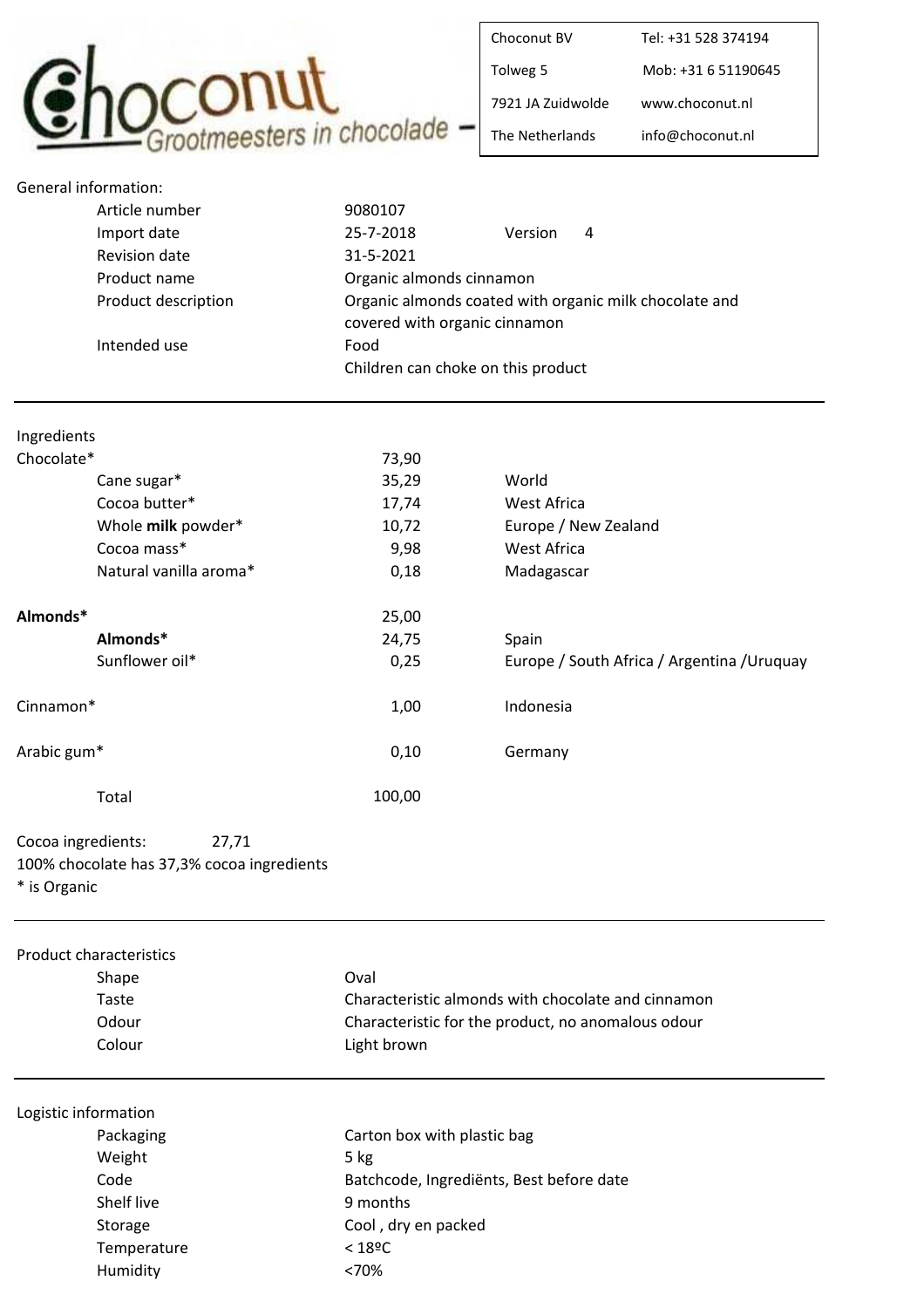# Choconut – Grootmeesters in chocolade

| Choconut BV | Tel: +31 528 374194 |
| --- | --- |
| Tolweg 5 | Mob: +31 6 51190645 |
| 7921 JA Zuidwolde | www.choconut.nl |
| The Netherlands | info@choconut.nl |

General information:

| | | | |
| --- | --- | --- | --- |
| Article number | 9080107 | | |
| Import date | 25-7-2018 | Version | 4 |
| Revision date | 31-5-2021 | | |
| Product name | Organic almonds cinnamon | | |
| Product description | Organic almonds coated with organic milk chocolate and covered with organic cinnamon | | |
| Intended use | Food<br>Children can choke on this product | | |

---

Ingredients

| Ingredient | | % | Origin |
| --- | --- | --- | --- |
| Chocolate* | | 73,90 | |
| | Cane sugar* | 35,29 | World |
| | Cocoa butter* | 17,74 | West Africa |
| | Whole **milk** powder* | 10,72 | Europe / New Zealand |
| | Cocoa mass* | 9,98 | West Africa |
| | Natural vanilla aroma* | 0,18 | Madagascar |
| **Almonds*** | | 25,00 | |
| | **Almonds*** | 24,75 | Spain |
| | Sunflower oil* | 0,25 | Europe / South Africa / Argentina /Uruquay |
| Cinnamon* | | 1,00 | Indonesia |
| Arabic gum* | | 0,10 | Germany |
| | Total | 100,00 | |

Cocoa ingredients: 27,71

100% chocolate has 37,3% cocoa ingredients

* is Organic

---

Product characteristics

| | |
| --- | --- |
| Shape | Oval |
| Taste | Characteristic almonds with chocolate and cinnamon |
| Odour | Characteristic for the product, no anomalous odour |
| Colour | Light brown |

---

Logistic information

| | |
| --- | --- |
| Packaging | Carton box with plastic bag |
| Weight | 5 kg |
| Code | Batchcode, Ingrediënts, Best before date |
| Shelf live | 9 months |
| Storage | Cool , dry en packed |
| Temperature | < 18ºC |
| Humidity | <70% |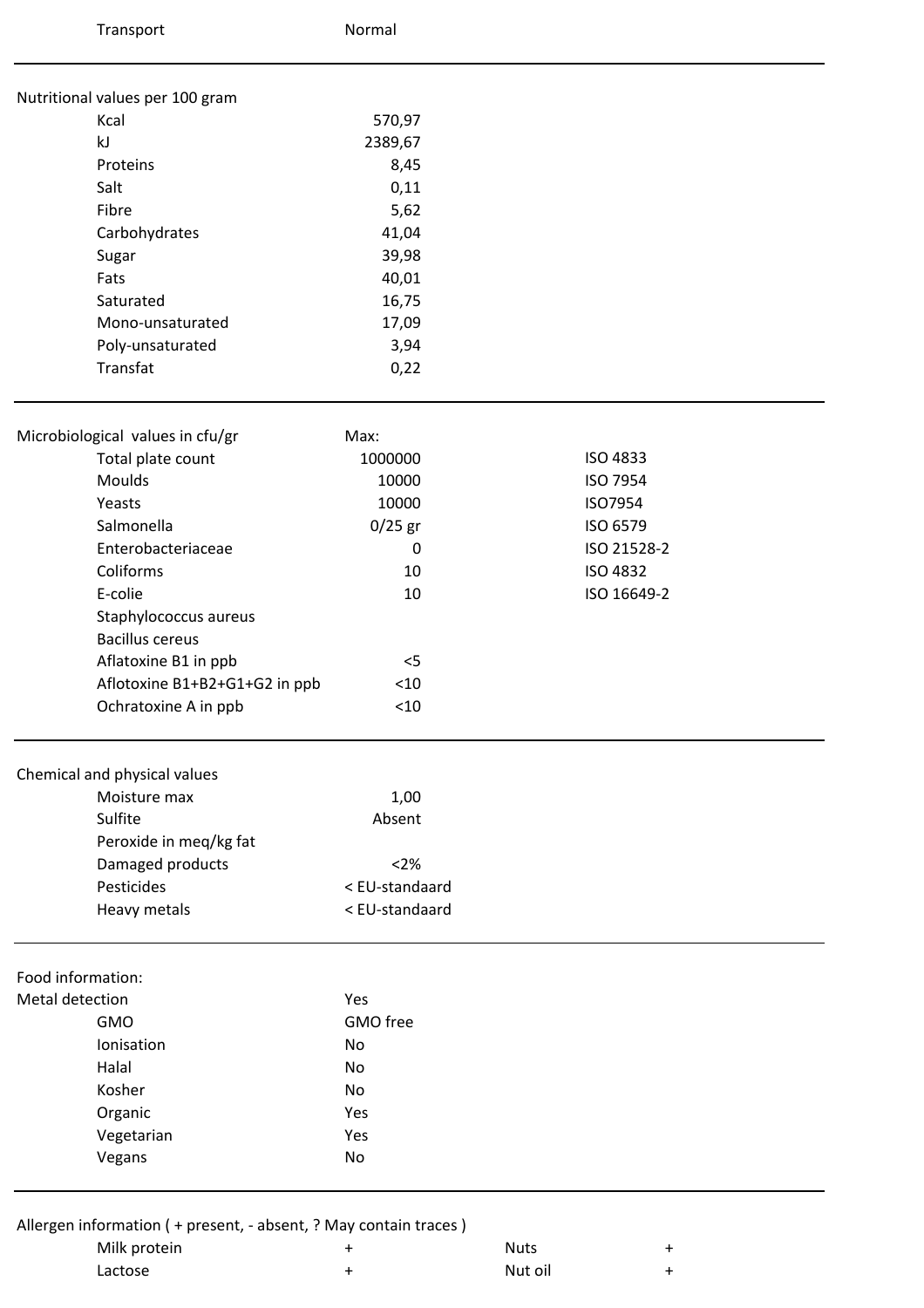| Transport | Normal |
|---|---|

## Nutritional values per 100 gram

| | |
|---|---|
| Kcal | 570,97 |
| kJ | 2389,67 |
| Proteins | 8,45 |
| Salt | 0,11 |
| Fibre | 5,62 |
| Carbohydrates | 41,04 |
| Sugar | 39,98 |
| Fats | 40,01 |
| Saturated | 16,75 |
| Mono-unsaturated | 17,09 |
| Poly-unsaturated | 3,94 |
| Transfat | 0,22 |

## Microbiological values in cfu/gr

| | Max: | |
|---|---|---|
| Total plate count | 1000000 | ISO 4833 |
| Moulds | 10000 | ISO 7954 |
| Yeasts | 10000 | ISO7954 |
| Salmonella | 0/25 gr | ISO 6579 |
| Enterobacteriaceae | 0 | ISO 21528-2 |
| Coliforms | 10 | ISO 4832 |
| E-colie | 10 | ISO 16649-2 |
| Staphylococcus aureus | | |
| Bacillus cereus | | |
| Aflatoxine B1 in ppb | <5 | |
| Aflotoxine B1+B2+G1+G2 in ppb | <10 | |
| Ochratoxine A in ppb | <10 | |

## Chemical and physical values

| | |
|---|---|
| Moisture max | 1,00 |
| Sulfite | Absent |
| Peroxide in meq/kg fat | |
| Damaged products | <2% |
| Pesticides | < EU-standaard |
| Heavy metals | < EU-standaard |

## Food information:

| | |
|---|---|
| Metal detection | Yes |
| GMO | GMO free |
| Ionisation | No |
| Halal | No |
| Kosher | No |
| Organic | Yes |
| Vegetarian | Yes |
| Vegans | No |

## Allergen information ( + present, - absent, ? May contain traces )

| | | | |
|---|---|---|---|
| Milk protein | + | Nuts | + |
| Lactose | + | Nut oil | + |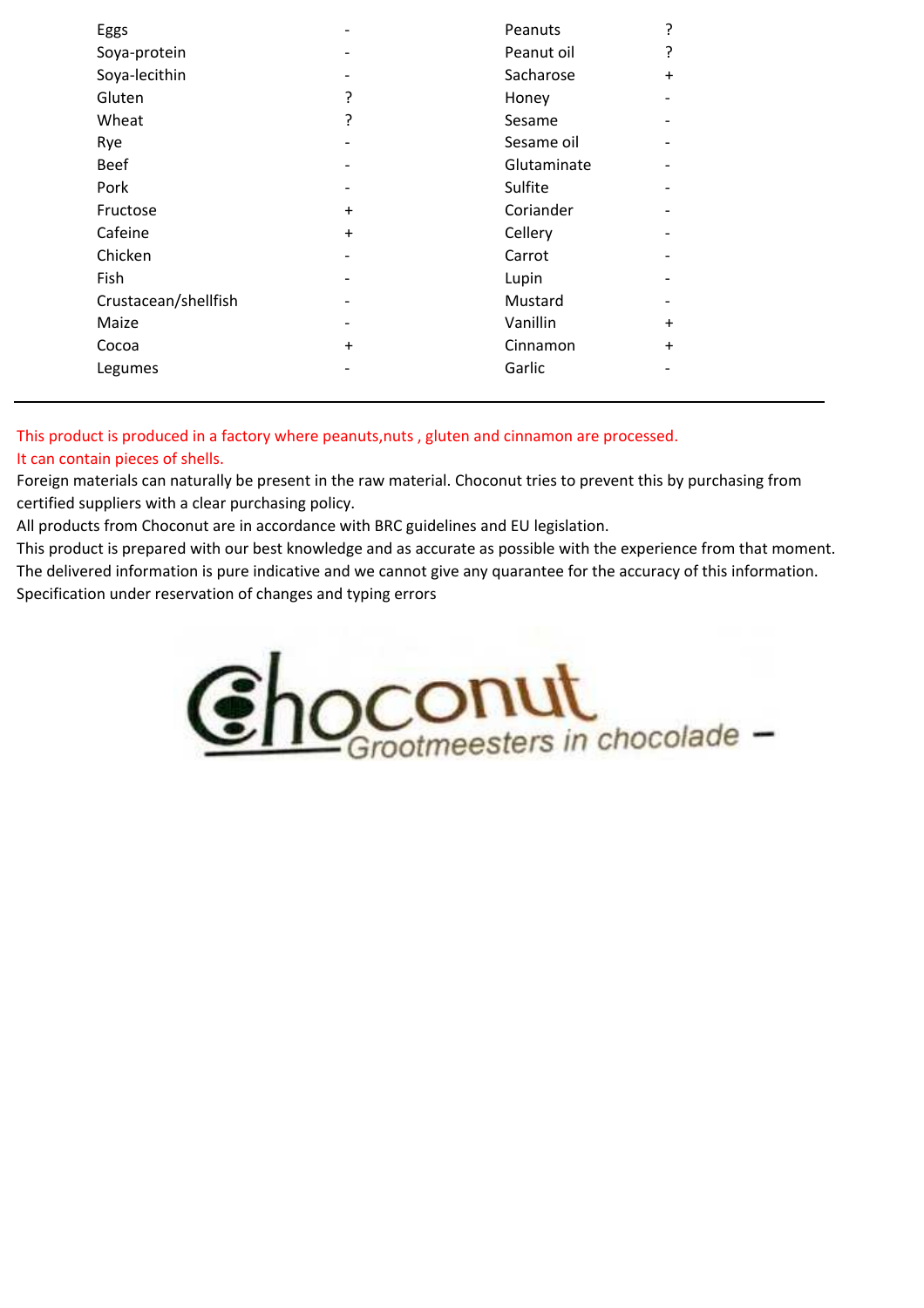| | | | |
|---|---|---|---|
| Eggs | - | Peanuts | ? |
| Soya-protein | - | Peanut oil | ? |
| Soya-lecithin | - | Sacharose | + |
| Gluten | ? | Honey | - |
| Wheat | ? | Sesame | - |
| Rye | - | Sesame oil | - |
| Beef | - | Glutaminate | - |
| Pork | - | Sulfite | - |
| Fructose | + | Coriander | - |
| Cafeine | + | Cellery | - |
| Chicken | - | Carrot | - |
| Fish | - | Lupin | - |
| Crustacean/shellfish | - | Mustard | - |
| Maize | - | Vanillin | + |
| Cocoa | + | Cinnamon | + |
| Legumes | - | Garlic | - |

This product is produced in a factory where peanuts,nuts , gluten and cinnamon are processed.
It can contain pieces of shells.

Foreign materials can naturally be present in the raw material. Choconut tries to prevent this by purchasing from certified suppliers with a clear purchasing policy.
All products from Choconut are in accordance with BRC guidelines and EU legislation.
This product is prepared with our best knowledge and as accurate as possible with the experience from that moment.
The delivered information is pure indicative and we cannot give any guarantee for the accuracy of this information.
Specification under reservation of changes and typing errors

Choconut
Grootmeesters in chocolade